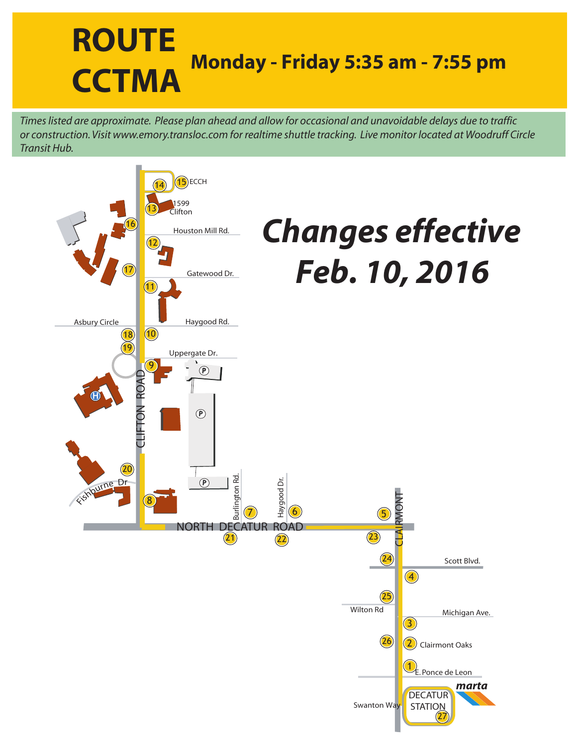# ROUTE CCTMA

## Monday - Friday 5:35 am - 7:55 pm

*Times listed are approximate. Please plan ahead and allow for occasional and unavoidable delays due to traffic or construction. Visit www.emory.transloc.com for realtime shuttle tracking. Live monitor located at Woodruff Circle Transit Hub.*

## *Changes effective Feb. 10, 2016*

15 ECCH

14

13 1599 Clifton

16

Houston Mill Rd.

12

17

Gatewood Dr.

11

Asbury Circle

Haygood Rd.

18

10

19

Uppergate Dr.

9

CLIFTON ROAD

20

Fishburne Dr

8

Burlington Rd.

7

Haygood Dr.

6

5

CLAIRMONT

NORTH DECATUR ROAD

21

22

23

24

Scott Blvd.

4

25

Wilton Rd

Michigan Ave.

3

26

2 Clairmont Oaks

1 E. Ponce de Leon

marta

Swanton Way

DECATUR STATION

27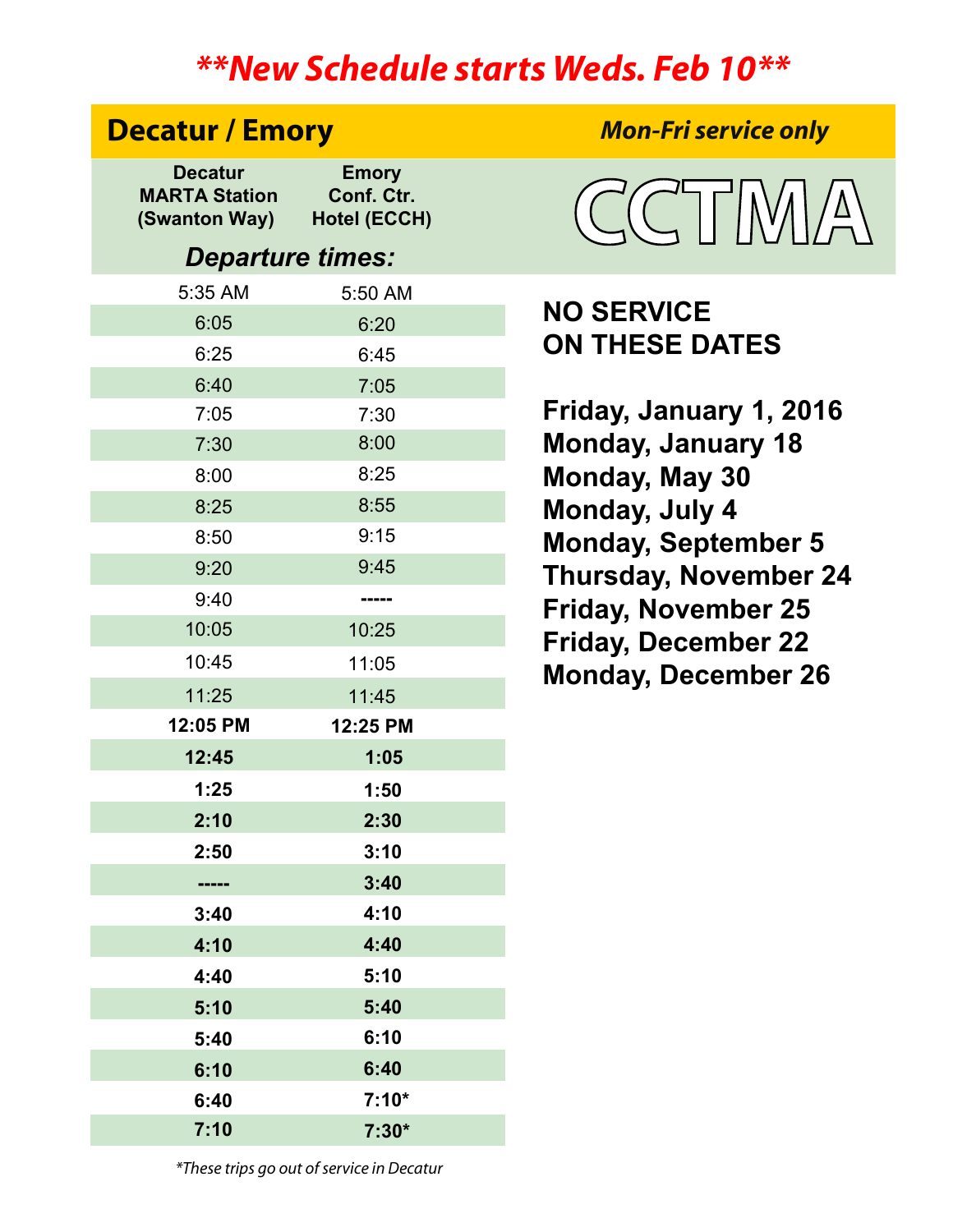**\*\*New Schedule starts Weds. Feb 10\*\***

## Decatur / Emory

*Mon-Fri service only*

CCTMA

**Departure times:**

| Decatur MARTA Station (Swanton Way) | Emory Conf. Ctr. Hotel (ECCH) |
|---|---|
| 5:35 AM | 5:50 AM |
| 6:05 | 6:20 |
| 6:25 | 6:45 |
| 6:40 | 7:05 |
| 7:05 | 7:30 |
| 7:30 | 8:00 |
| 8:00 | 8:25 |
| 8:25 | 8:55 |
| 8:50 | 9:15 |
| 9:20 | 9:45 |
| 9:40 | ----- |
| 10:05 | 10:25 |
| 10:45 | 11:05 |
| 11:25 | 11:45 |
| **12:05 PM** | **12:25 PM** |
| **12:45** | **1:05** |
| **1:25** | **1:50** |
| **2:10** | **2:30** |
| **2:50** | **3:10** |
| **-----** | **3:40** |
| **3:40** | **4:10** |
| **4:10** | **4:40** |
| **4:40** | **5:10** |
| **5:10** | **5:40** |
| **5:40** | **6:10** |
| **6:10** | **6:40** |
| **6:40** | **7:10*** |
| **7:10** | **7:30*** |

*\*These trips go out of service in Decatur*

**NO SERVICE ON THESE DATES**

**Friday, January 1, 2016**
**Monday, January 18**
**Monday, May 30**
**Monday, July 4**
**Monday, September 5**
**Thursday, November 24**
**Friday, November 25**
**Friday, December 22**
**Monday, December 26**